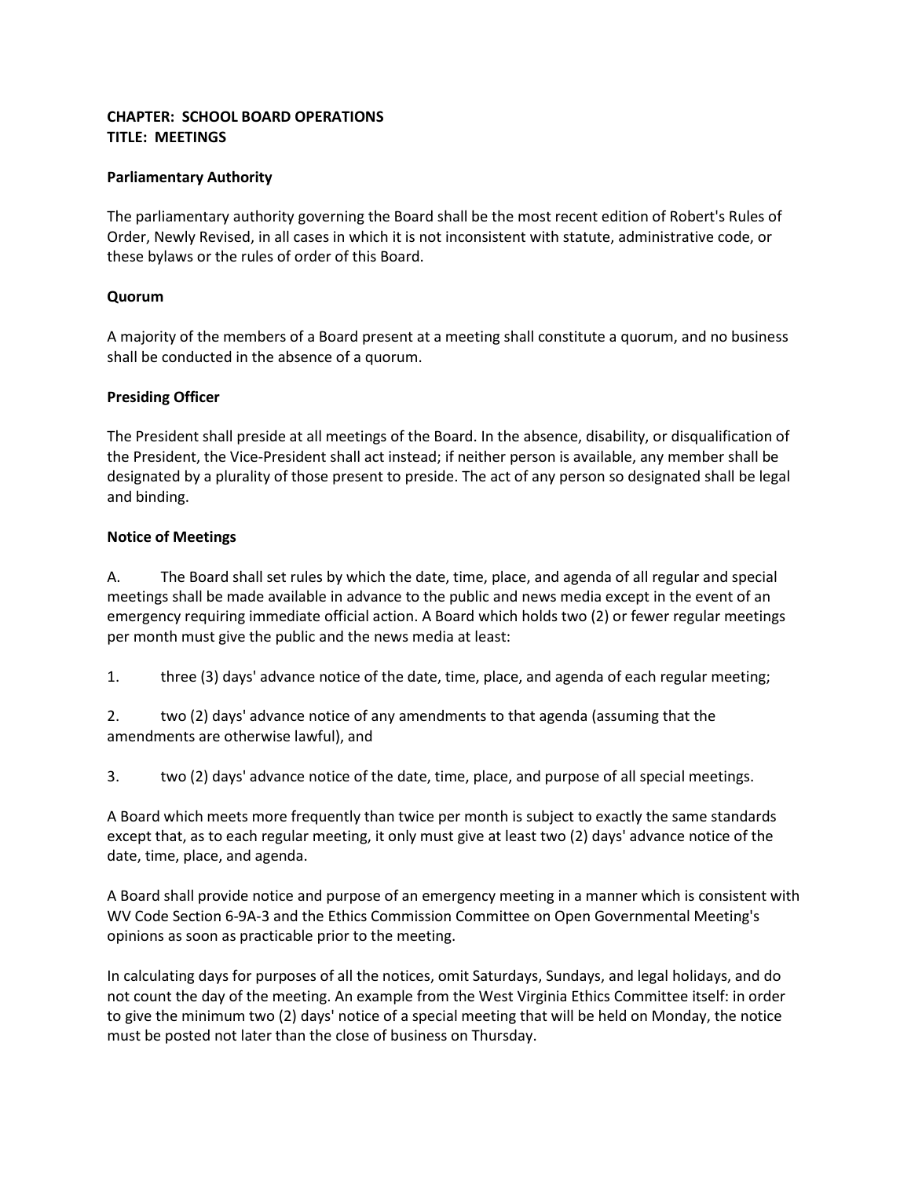**CHAPTER: SCHOOL BOARD OPERATIONS**
**TITLE: MEETINGS**

### Parliamentary Authority

The parliamentary authority governing the Board shall be the most recent edition of Robert's Rules of Order, Newly Revised, in all cases in which it is not inconsistent with statute, administrative code, or these bylaws or the rules of order of this Board.

### Quorum

A majority of the members of a Board present at a meeting shall constitute a quorum, and no business shall be conducted in the absence of a quorum.

### Presiding Officer

The President shall preside at all meetings of the Board. In the absence, disability, or disqualification of the President, the Vice-President shall act instead; if neither person is available, any member shall be designated by a plurality of those present to preside. The act of any person so designated shall be legal and binding.

### Notice of Meetings

A. The Board shall set rules by which the date, time, place, and agenda of all regular and special meetings shall be made available in advance to the public and news media except in the event of an emergency requiring immediate official action. A Board which holds two (2) or fewer regular meetings per month must give the public and the news media at least:

1. three (3) days' advance notice of the date, time, place, and agenda of each regular meeting;

2. two (2) days' advance notice of any amendments to that agenda (assuming that the amendments are otherwise lawful), and

3. two (2) days' advance notice of the date, time, place, and purpose of all special meetings.

A Board which meets more frequently than twice per month is subject to exactly the same standards except that, as to each regular meeting, it only must give at least two (2) days' advance notice of the date, time, place, and agenda.

A Board shall provide notice and purpose of an emergency meeting in a manner which is consistent with WV Code Section 6-9A-3 and the Ethics Commission Committee on Open Governmental Meeting's opinions as soon as practicable prior to the meeting.

In calculating days for purposes of all the notices, omit Saturdays, Sundays, and legal holidays, and do not count the day of the meeting. An example from the West Virginia Ethics Committee itself: in order to give the minimum two (2) days' notice of a special meeting that will be held on Monday, the notice must be posted not later than the close of business on Thursday.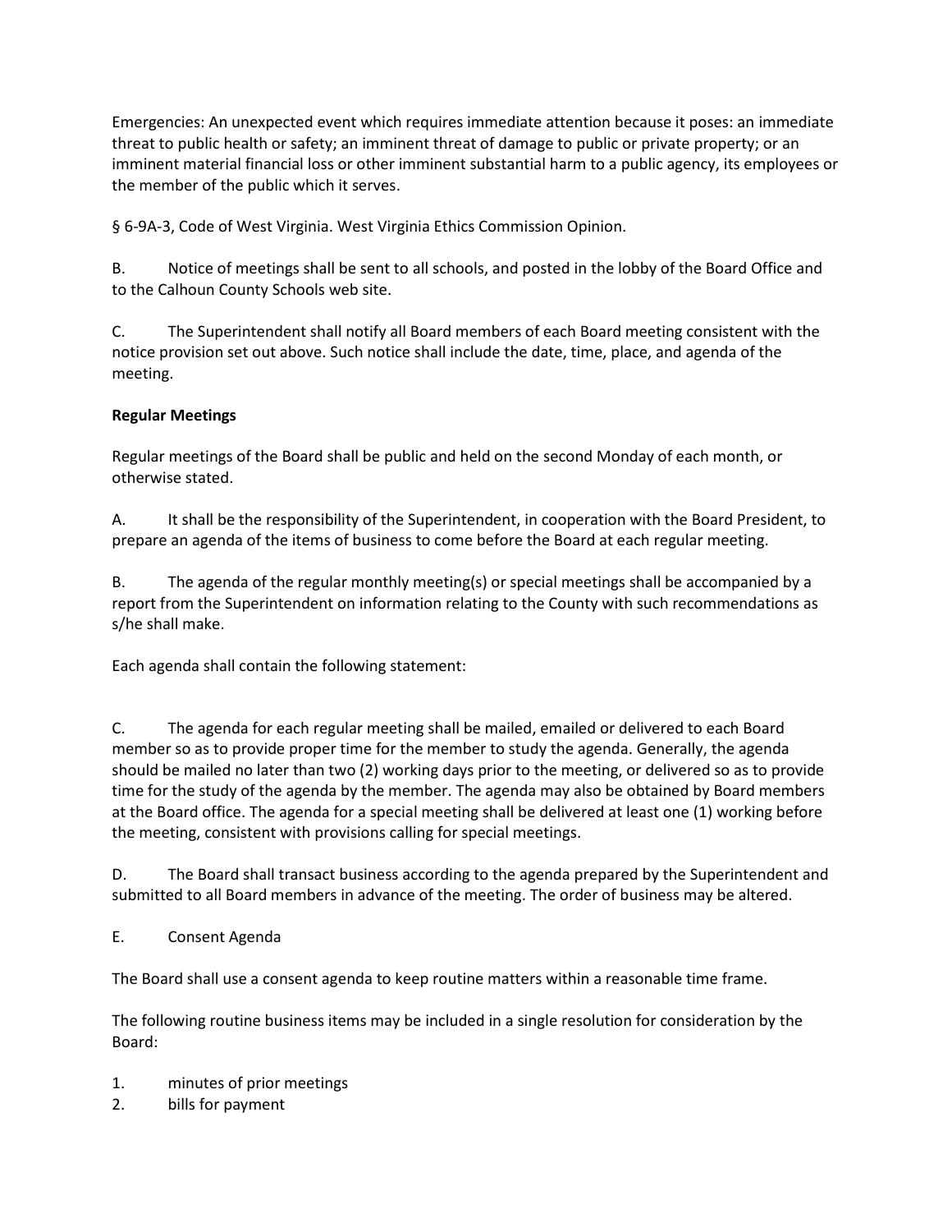Emergencies: An unexpected event which requires immediate attention because it poses: an immediate threat to public health or safety; an imminent threat of damage to public or private property; or an imminent material financial loss or other imminent substantial harm to a public agency, its employees or the member of the public which it serves.

§ 6-9A-3, Code of West Virginia. West Virginia Ethics Commission Opinion.

B. Notice of meetings shall be sent to all schools, and posted in the lobby of the Board Office and to the Calhoun County Schools web site.

C. The Superintendent shall notify all Board members of each Board meeting consistent with the notice provision set out above. Such notice shall include the date, time, place, and agenda of the meeting.

**Regular Meetings**

Regular meetings of the Board shall be public and held on the second Monday of each month, or otherwise stated.

A. It shall be the responsibility of the Superintendent, in cooperation with the Board President, to prepare an agenda of the items of business to come before the Board at each regular meeting.

B. The agenda of the regular monthly meeting(s) or special meetings shall be accompanied by a report from the Superintendent on information relating to the County with such recommendations as s/he shall make.

Each agenda shall contain the following statement:

C. The agenda for each regular meeting shall be mailed, emailed or delivered to each Board member so as to provide proper time for the member to study the agenda. Generally, the agenda should be mailed no later than two (2) working days prior to the meeting, or delivered so as to provide time for the study of the agenda by the member. The agenda may also be obtained by Board members at the Board office. The agenda for a special meeting shall be delivered at least one (1) working before the meeting, consistent with provisions calling for special meetings.

D. The Board shall transact business according to the agenda prepared by the Superintendent and submitted to all Board members in advance of the meeting. The order of business may be altered.

E. Consent Agenda

The Board shall use a consent agenda to keep routine matters within a reasonable time frame.

The following routine business items may be included in a single resolution for consideration by the Board:

1. minutes of prior meetings
2. bills for payment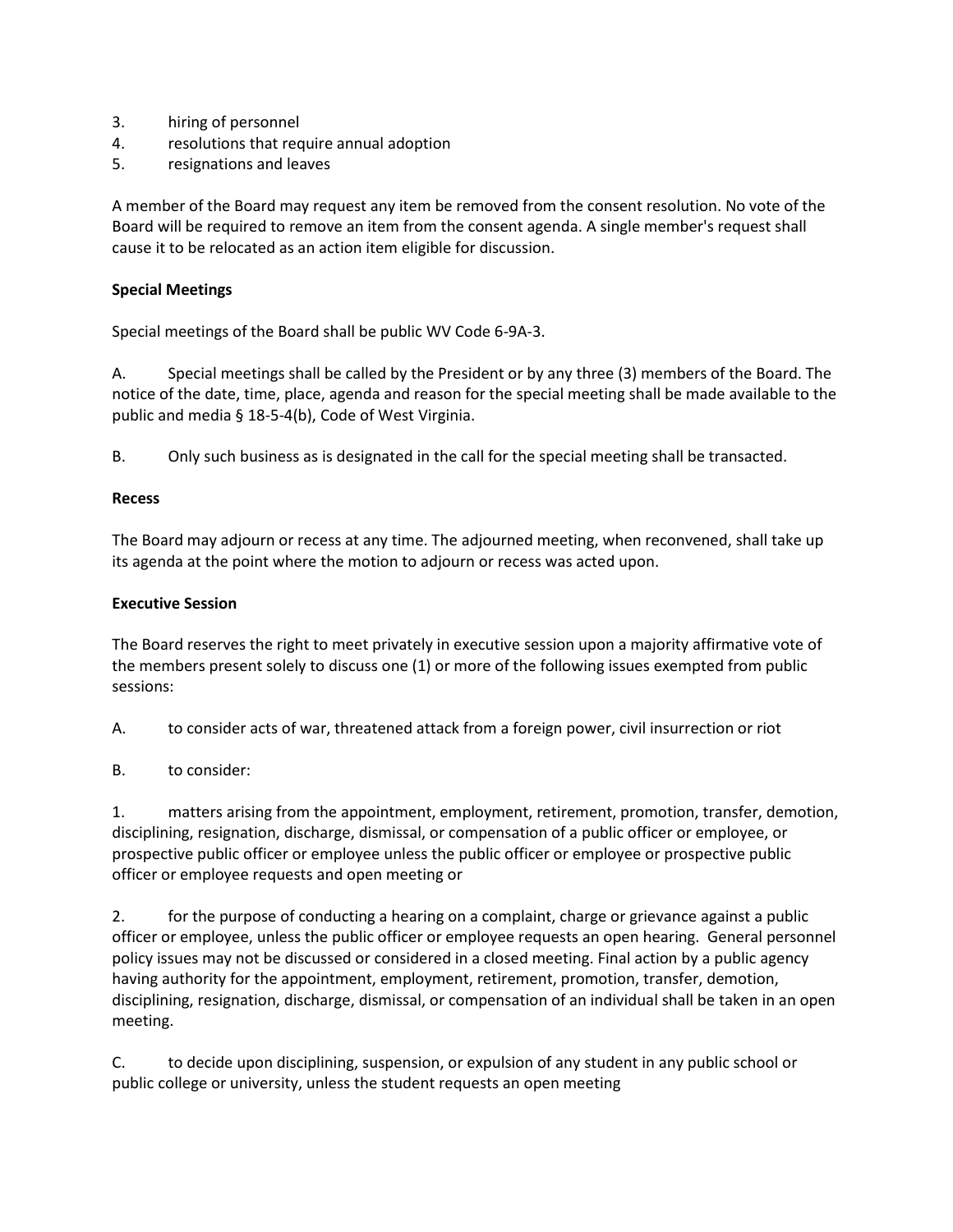3. hiring of personnel
4. resolutions that require annual adoption
5. resignations and leaves

A member of the Board may request any item be removed from the consent resolution. No vote of the Board will be required to remove an item from the consent agenda. A single member's request shall cause it to be relocated as an action item eligible for discussion.

**Special Meetings**

Special meetings of the Board shall be public WV Code 6-9A-3.

A. Special meetings shall be called by the President or by any three (3) members of the Board. The notice of the date, time, place, agenda and reason for the special meeting shall be made available to the public and media § 18-5-4(b), Code of West Virginia.

B. Only such business as is designated in the call for the special meeting shall be transacted.

**Recess**

The Board may adjourn or recess at any time. The adjourned meeting, when reconvened, shall take up its agenda at the point where the motion to adjourn or recess was acted upon.

**Executive Session**

The Board reserves the right to meet privately in executive session upon a majority affirmative vote of the members present solely to discuss one (1) or more of the following issues exempted from public sessions:

A. to consider acts of war, threatened attack from a foreign power, civil insurrection or riot

B. to consider:

1. matters arising from the appointment, employment, retirement, promotion, transfer, demotion, disciplining, resignation, discharge, dismissal, or compensation of a public officer or employee, or prospective public officer or employee unless the public officer or employee or prospective public officer or employee requests and open meeting or

2. for the purpose of conducting a hearing on a complaint, charge or grievance against a public officer or employee, unless the public officer or employee requests an open hearing. General personnel policy issues may not be discussed or considered in a closed meeting. Final action by a public agency having authority for the appointment, employment, retirement, promotion, transfer, demotion, disciplining, resignation, discharge, dismissal, or compensation of an individual shall be taken in an open meeting.

C. to decide upon disciplining, suspension, or expulsion of any student in any public school or public college or university, unless the student requests an open meeting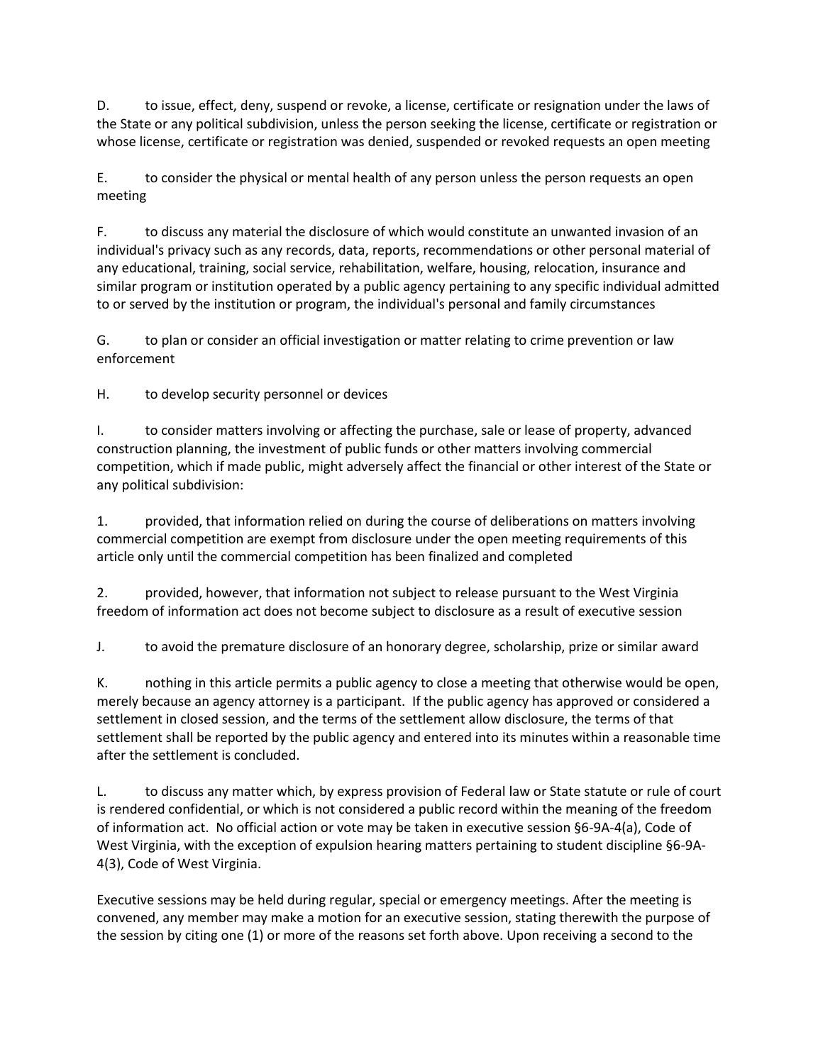D. to issue, effect, deny, suspend or revoke, a license, certificate or resignation under the laws of the State or any political subdivision, unless the person seeking the license, certificate or registration or whose license, certificate or registration was denied, suspended or revoked requests an open meeting

E. to consider the physical or mental health of any person unless the person requests an open meeting

F. to discuss any material the disclosure of which would constitute an unwanted invasion of an individual's privacy such as any records, data, reports, recommendations or other personal material of any educational, training, social service, rehabilitation, welfare, housing, relocation, insurance and similar program or institution operated by a public agency pertaining to any specific individual admitted to or served by the institution or program, the individual's personal and family circumstances

G. to plan or consider an official investigation or matter relating to crime prevention or law enforcement

H. to develop security personnel or devices

I. to consider matters involving or affecting the purchase, sale or lease of property, advanced construction planning, the investment of public funds or other matters involving commercial competition, which if made public, might adversely affect the financial or other interest of the State or any political subdivision:

1. provided, that information relied on during the course of deliberations on matters involving commercial competition are exempt from disclosure under the open meeting requirements of this article only until the commercial competition has been finalized and completed

2. provided, however, that information not subject to release pursuant to the West Virginia freedom of information act does not become subject to disclosure as a result of executive session

J. to avoid the premature disclosure of an honorary degree, scholarship, prize or similar award

K. nothing in this article permits a public agency to close a meeting that otherwise would be open, merely because an agency attorney is a participant. If the public agency has approved or considered a settlement in closed session, and the terms of the settlement allow disclosure, the terms of that settlement shall be reported by the public agency and entered into its minutes within a reasonable time after the settlement is concluded.

L. to discuss any matter which, by express provision of Federal law or State statute or rule of court is rendered confidential, or which is not considered a public record within the meaning of the freedom of information act. No official action or vote may be taken in executive session §6-9A-4(a), Code of West Virginia, with the exception of expulsion hearing matters pertaining to student discipline §6-9A-4(3), Code of West Virginia.

Executive sessions may be held during regular, special or emergency meetings. After the meeting is convened, any member may make a motion for an executive session, stating therewith the purpose of the session by citing one (1) or more of the reasons set forth above. Upon receiving a second to the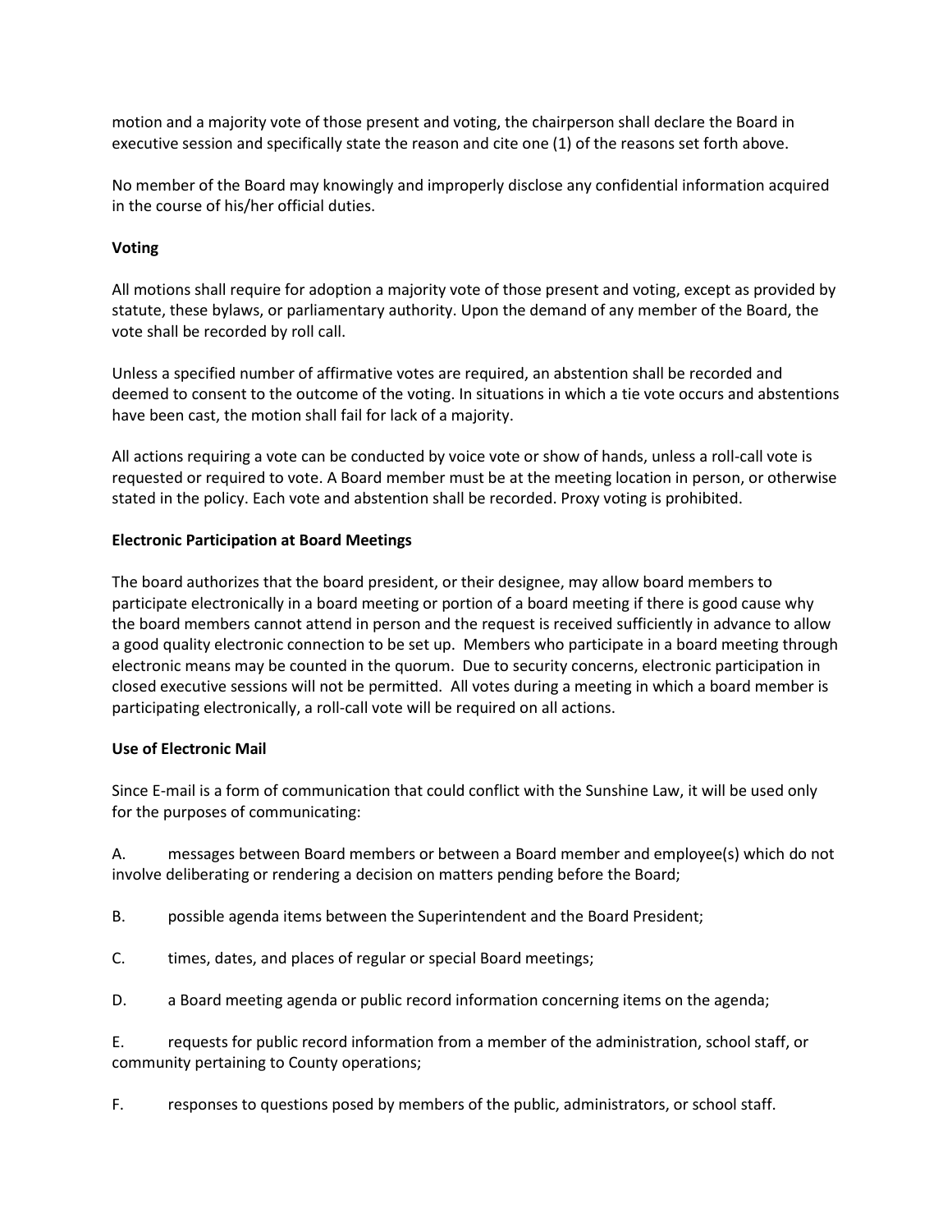motion and a majority vote of those present and voting, the chairperson shall declare the Board in executive session and specifically state the reason and cite one (1) of the reasons set forth above.

No member of the Board may knowingly and improperly disclose any confidential information acquired in the course of his/her official duties.

**Voting**

All motions shall require for adoption a majority vote of those present and voting, except as provided by statute, these bylaws, or parliamentary authority. Upon the demand of any member of the Board, the vote shall be recorded by roll call.

Unless a specified number of affirmative votes are required, an abstention shall be recorded and deemed to consent to the outcome of the voting. In situations in which a tie vote occurs and abstentions have been cast, the motion shall fail for lack of a majority.

All actions requiring a vote can be conducted by voice vote or show of hands, unless a roll-call vote is requested or required to vote. A Board member must be at the meeting location in person, or otherwise stated in the policy. Each vote and abstention shall be recorded. Proxy voting is prohibited.

**Electronic Participation at Board Meetings**

The board authorizes that the board president, or their designee, may allow board members to participate electronically in a board meeting or portion of a board meeting if there is good cause why the board members cannot attend in person and the request is received sufficiently in advance to allow a good quality electronic connection to be set up. Members who participate in a board meeting through electronic means may be counted in the quorum. Due to security concerns, electronic participation in closed executive sessions will not be permitted. All votes during a meeting in which a board member is participating electronically, a roll-call vote will be required on all actions.

**Use of Electronic Mail**

Since E-mail is a form of communication that could conflict with the Sunshine Law, it will be used only for the purposes of communicating:

A. messages between Board members or between a Board member and employee(s) which do not involve deliberating or rendering a decision on matters pending before the Board;

B. possible agenda items between the Superintendent and the Board President;

C. times, dates, and places of regular or special Board meetings;

D. a Board meeting agenda or public record information concerning items on the agenda;

E. requests for public record information from a member of the administration, school staff, or community pertaining to County operations;

F. responses to questions posed by members of the public, administrators, or school staff.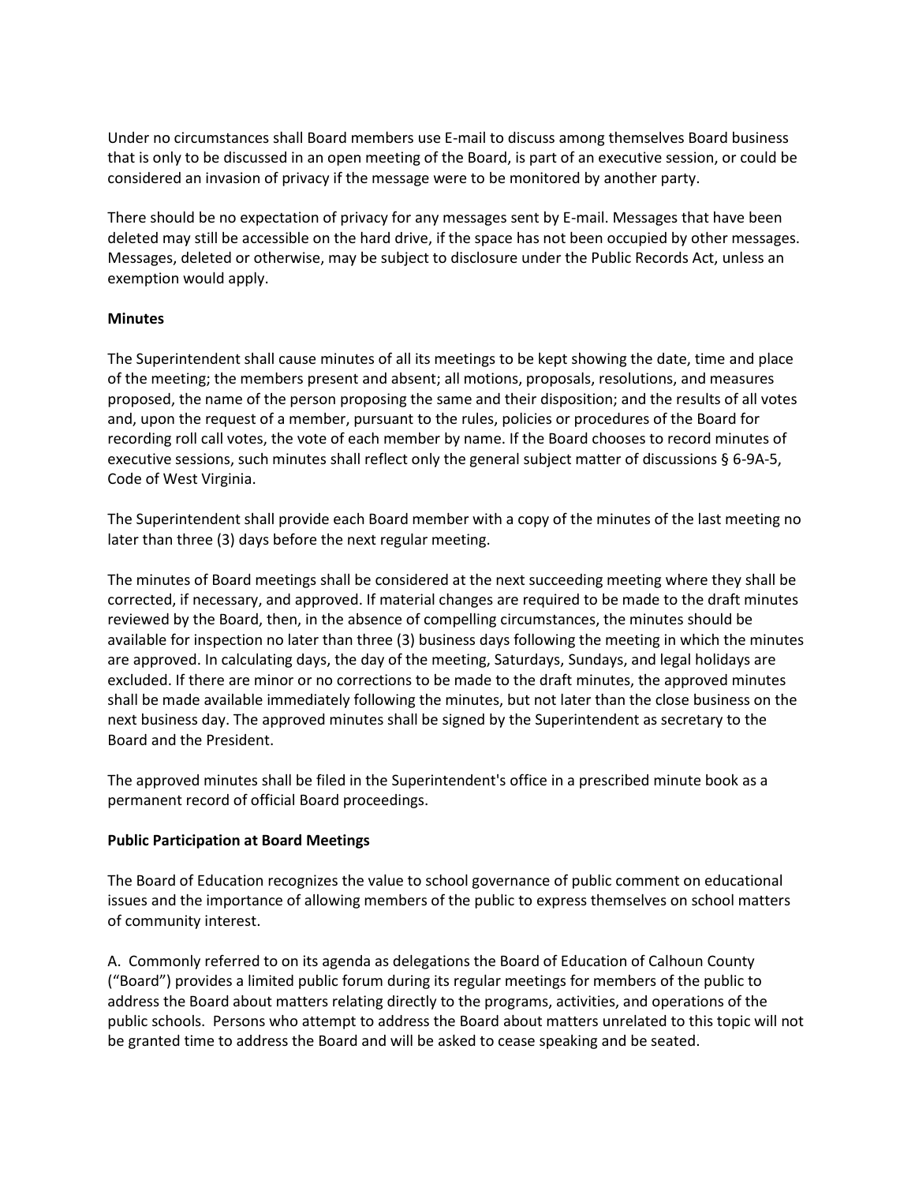Under no circumstances shall Board members use E-mail to discuss among themselves Board business that is only to be discussed in an open meeting of the Board, is part of an executive session, or could be considered an invasion of privacy if the message were to be monitored by another party.

There should be no expectation of privacy for any messages sent by E-mail. Messages that have been deleted may still be accessible on the hard drive, if the space has not been occupied by other messages. Messages, deleted or otherwise, may be subject to disclosure under the Public Records Act, unless an exemption would apply.

**Minutes**

The Superintendent shall cause minutes of all its meetings to be kept showing the date, time and place of the meeting; the members present and absent; all motions, proposals, resolutions, and measures proposed, the name of the person proposing the same and their disposition; and the results of all votes and, upon the request of a member, pursuant to the rules, policies or procedures of the Board for recording roll call votes, the vote of each member by name. If the Board chooses to record minutes of executive sessions, such minutes shall reflect only the general subject matter of discussions § 6-9A-5, Code of West Virginia.

The Superintendent shall provide each Board member with a copy of the minutes of the last meeting no later than three (3) days before the next regular meeting.

The minutes of Board meetings shall be considered at the next succeeding meeting where they shall be corrected, if necessary, and approved. If material changes are required to be made to the draft minutes reviewed by the Board, then, in the absence of compelling circumstances, the minutes should be available for inspection no later than three (3) business days following the meeting in which the minutes are approved. In calculating days, the day of the meeting, Saturdays, Sundays, and legal holidays are excluded. If there are minor or no corrections to be made to the draft minutes, the approved minutes shall be made available immediately following the minutes, but not later than the close business on the next business day. The approved minutes shall be signed by the Superintendent as secretary to the Board and the President.

The approved minutes shall be filed in the Superintendent's office in a prescribed minute book as a permanent record of official Board proceedings.

**Public Participation at Board Meetings**

The Board of Education recognizes the value to school governance of public comment on educational issues and the importance of allowing members of the public to express themselves on school matters of community interest.

A. Commonly referred to on its agenda as delegations the Board of Education of Calhoun County ("Board") provides a limited public forum during its regular meetings for members of the public to address the Board about matters relating directly to the programs, activities, and operations of the public schools. Persons who attempt to address the Board about matters unrelated to this topic will not be granted time to address the Board and will be asked to cease speaking and be seated.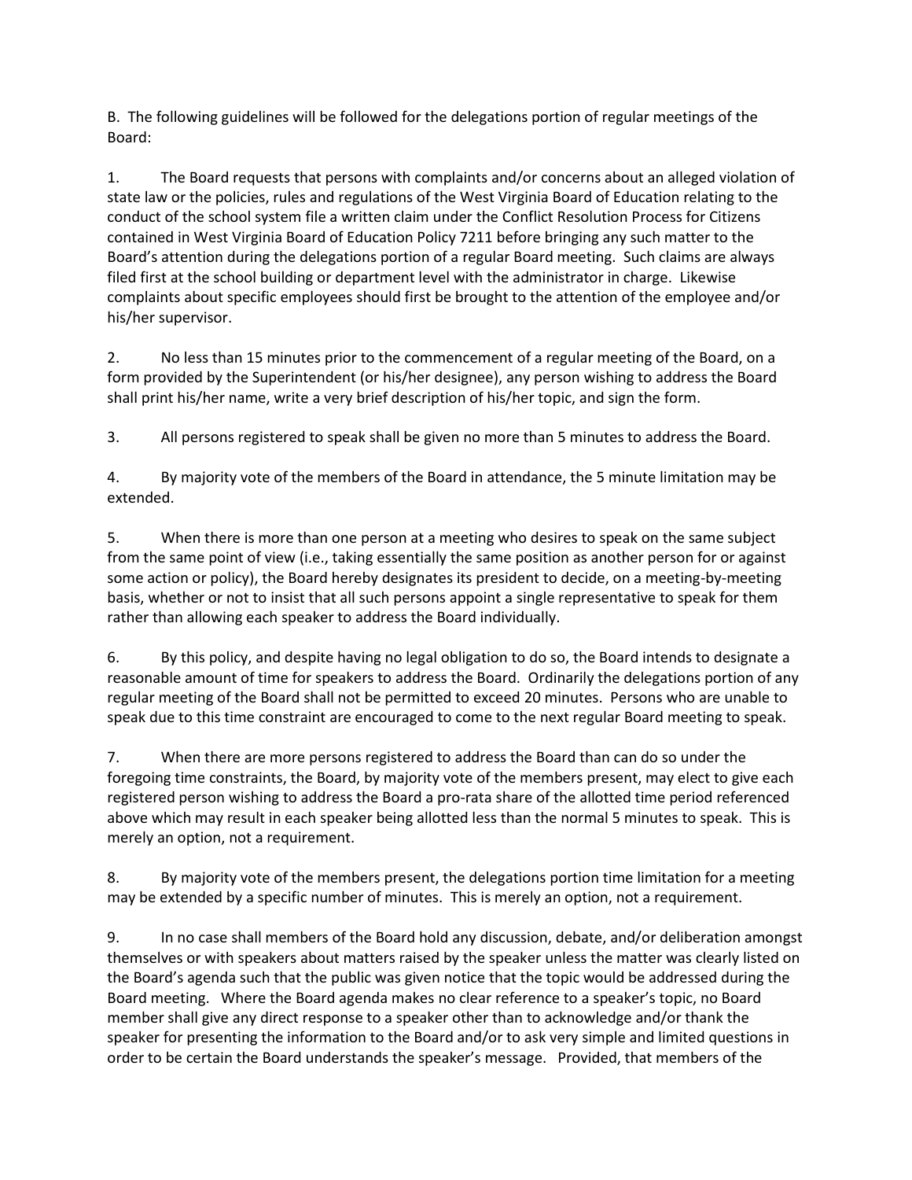B. The following guidelines will be followed for the delegations portion of regular meetings of the Board:

1. The Board requests that persons with complaints and/or concerns about an alleged violation of state law or the policies, rules and regulations of the West Virginia Board of Education relating to the conduct of the school system file a written claim under the Conflict Resolution Process for Citizens contained in West Virginia Board of Education Policy 7211 before bringing any such matter to the Board's attention during the delegations portion of a regular Board meeting. Such claims are always filed first at the school building or department level with the administrator in charge. Likewise complaints about specific employees should first be brought to the attention of the employee and/or his/her supervisor.

2. No less than 15 minutes prior to the commencement of a regular meeting of the Board, on a form provided by the Superintendent (or his/her designee), any person wishing to address the Board shall print his/her name, write a very brief description of his/her topic, and sign the form.

3. All persons registered to speak shall be given no more than 5 minutes to address the Board.

4. By majority vote of the members of the Board in attendance, the 5 minute limitation may be extended.

5. When there is more than one person at a meeting who desires to speak on the same subject from the same point of view (i.e., taking essentially the same position as another person for or against some action or policy), the Board hereby designates its president to decide, on a meeting-by-meeting basis, whether or not to insist that all such persons appoint a single representative to speak for them rather than allowing each speaker to address the Board individually.

6. By this policy, and despite having no legal obligation to do so, the Board intends to designate a reasonable amount of time for speakers to address the Board. Ordinarily the delegations portion of any regular meeting of the Board shall not be permitted to exceed 20 minutes. Persons who are unable to speak due to this time constraint are encouraged to come to the next regular Board meeting to speak.

7. When there are more persons registered to address the Board than can do so under the foregoing time constraints, the Board, by majority vote of the members present, may elect to give each registered person wishing to address the Board a pro-rata share of the allotted time period referenced above which may result in each speaker being allotted less than the normal 5 minutes to speak. This is merely an option, not a requirement.

8. By majority vote of the members present, the delegations portion time limitation for a meeting may be extended by a specific number of minutes. This is merely an option, not a requirement.

9. In no case shall members of the Board hold any discussion, debate, and/or deliberation amongst themselves or with speakers about matters raised by the speaker unless the matter was clearly listed on the Board's agenda such that the public was given notice that the topic would be addressed during the Board meeting. Where the Board agenda makes no clear reference to a speaker's topic, no Board member shall give any direct response to a speaker other than to acknowledge and/or thank the speaker for presenting the information to the Board and/or to ask very simple and limited questions in order to be certain the Board understands the speaker's message. Provided, that members of the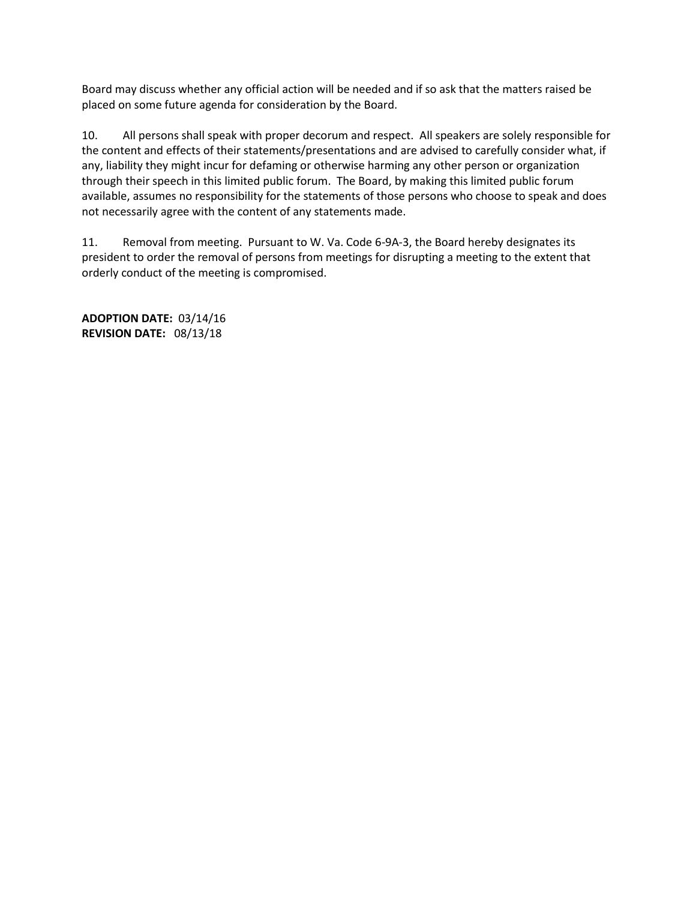Board may discuss whether any official action will be needed and if so ask that the matters raised be placed on some future agenda for consideration by the Board.

10. All persons shall speak with proper decorum and respect. All speakers are solely responsible for the content and effects of their statements/presentations and are advised to carefully consider what, if any, liability they might incur for defaming or otherwise harming any other person or organization through their speech in this limited public forum. The Board, by making this limited public forum available, assumes no responsibility for the statements of those persons who choose to speak and does not necessarily agree with the content of any statements made.

11. Removal from meeting. Pursuant to W. Va. Code 6-9A-3, the Board hereby designates its president to order the removal of persons from meetings for disrupting a meeting to the extent that orderly conduct of the meeting is compromised.

**ADOPTION DATE:** 03/14/16
**REVISION DATE:** 08/13/18